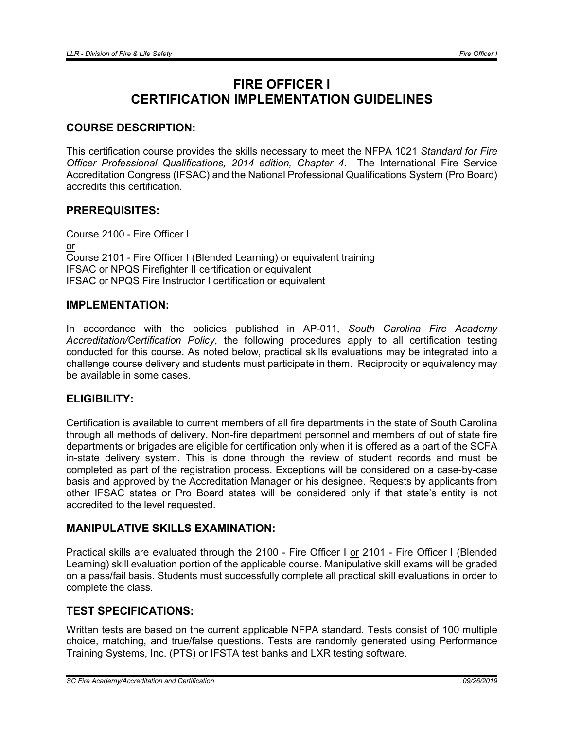# FIRE OFFICER I
# CERTIFICATION IMPLEMENTATION GUIDELINES

## COURSE DESCRIPTION:

This certification course provides the skills necessary to meet the NFPA 1021 *Standard for Fire Officer Professional Qualifications, 2014 edition, Chapter 4*. The International Fire Service Accreditation Congress (IFSAC) and the National Professional Qualifications System (Pro Board) accredits this certification.

## PREREQUISITES:

Course 2100 - Fire Officer I
or
Course 2101 - Fire Officer I (Blended Learning) or equivalent training
IFSAC or NPQS Firefighter II certification or equivalent
IFSAC or NPQS Fire Instructor I certification or equivalent

## IMPLEMENTATION:

In accordance with the policies published in AP-011, *South Carolina Fire Academy Accreditation/Certification Policy*, the following procedures apply to all certification testing conducted for this course. As noted below, practical skills evaluations may be integrated into a challenge course delivery and students must participate in them. Reciprocity or equivalency may be available in some cases.

## ELIGIBILITY:

Certification is available to current members of all fire departments in the state of South Carolina through all methods of delivery. Non-fire department personnel and members of out of state fire departments or brigades are eligible for certification only when it is offered as a part of the SCFA in-state delivery system. This is done through the review of student records and must be completed as part of the registration process. Exceptions will be considered on a case-by-case basis and approved by the Accreditation Manager or his designee. Requests by applicants from other IFSAC states or Pro Board states will be considered only if that state's entity is not accredited to the level requested.

## MANIPULATIVE SKILLS EXAMINATION:

Practical skills are evaluated through the 2100 - Fire Officer I or 2101 - Fire Officer I (Blended Learning) skill evaluation portion of the applicable course. Manipulative skill exams will be graded on a pass/fail basis. Students must successfully complete all practical skill evaluations in order to complete the class.

## TEST SPECIFICATIONS:

Written tests are based on the current applicable NFPA standard. Tests consist of 100 multiple choice, matching, and true/false questions. Tests are randomly generated using Performance Training Systems, Inc. (PTS) or IFSTA test banks and LXR testing software.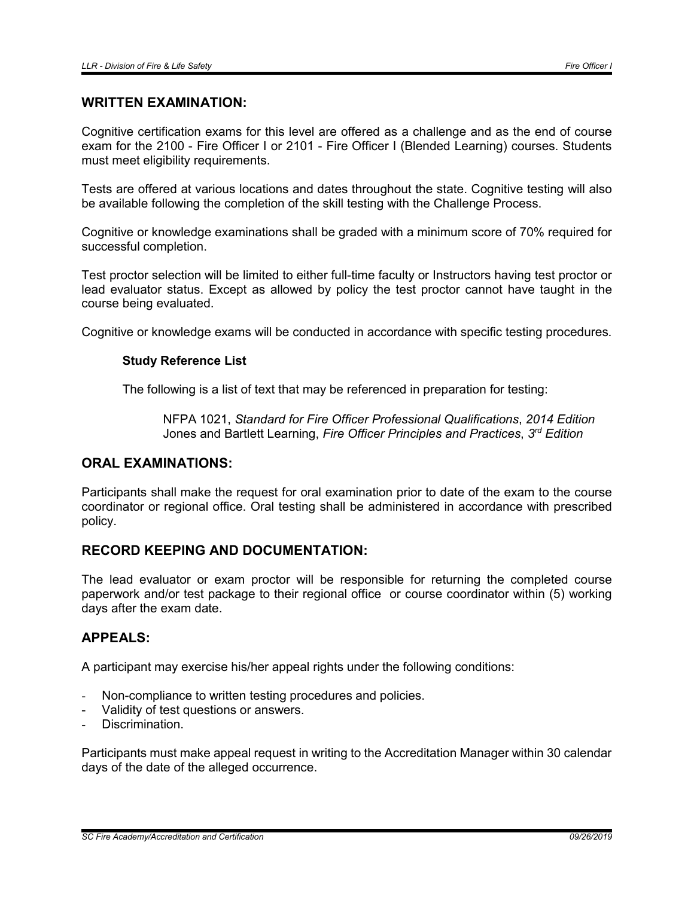## WRITTEN EXAMINATION:

Cognitive certification exams for this level are offered as a challenge and as the end of course exam for the 2100 - Fire Officer I or 2101 - Fire Officer I (Blended Learning) courses. Students must meet eligibility requirements.

Tests are offered at various locations and dates throughout the state. Cognitive testing will also be available following the completion of the skill testing with the Challenge Process.

Cognitive or knowledge examinations shall be graded with a minimum score of 70% required for successful completion.

Test proctor selection will be limited to either full-time faculty or Instructors having test proctor or lead evaluator status. Except as allowed by policy the test proctor cannot have taught in the course being evaluated.

Cognitive or knowledge exams will be conducted in accordance with specific testing procedures.

**Study Reference List**

The following is a list of text that may be referenced in preparation for testing:

NFPA 1021, *Standard for Fire Officer Professional Qualifications*, *2014 Edition*
Jones and Bartlett Learning, *Fire Officer Principles and Practices*, *3rd Edition*

## ORAL EXAMINATIONS:

Participants shall make the request for oral examination prior to date of the exam to the course coordinator or regional office. Oral testing shall be administered in accordance with prescribed policy.

## RECORD KEEPING AND DOCUMENTATION:

The lead evaluator or exam proctor will be responsible for returning the completed course paperwork and/or test package to their regional office or course coordinator within (5) working days after the exam date.

## APPEALS:

A participant may exercise his/her appeal rights under the following conditions:

- Non-compliance to written testing procedures and policies.
- Validity of test questions or answers.
- Discrimination.

Participants must make appeal request in writing to the Accreditation Manager within 30 calendar days of the date of the alleged occurrence.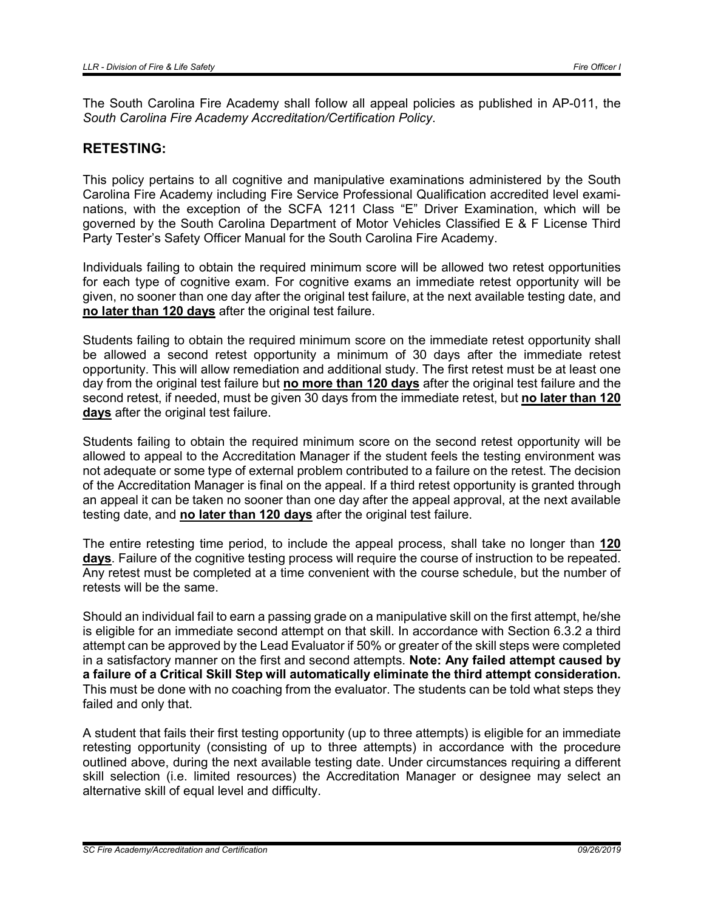The South Carolina Fire Academy shall follow all appeal policies as published in AP-011, the *South Carolina Fire Academy Accreditation/Certification Policy*.

## RETESTING:

This policy pertains to all cognitive and manipulative examinations administered by the South Carolina Fire Academy including Fire Service Professional Qualification accredited level examinations, with the exception of the SCFA 1211 Class "E" Driver Examination, which will be governed by the South Carolina Department of Motor Vehicles Classified E & F License Third Party Tester's Safety Officer Manual for the South Carolina Fire Academy.

Individuals failing to obtain the required minimum score will be allowed two retest opportunities for each type of cognitive exam. For cognitive exams an immediate retest opportunity will be given, no sooner than one day after the original test failure, at the next available testing date, and **no later than 120 days** after the original test failure.

Students failing to obtain the required minimum score on the immediate retest opportunity shall be allowed a second retest opportunity a minimum of 30 days after the immediate retest opportunity. This will allow remediation and additional study. The first retest must be at least one day from the original test failure but **no more than 120 days** after the original test failure and the second retest, if needed, must be given 30 days from the immediate retest, but **no later than 120 days** after the original test failure.

Students failing to obtain the required minimum score on the second retest opportunity will be allowed to appeal to the Accreditation Manager if the student feels the testing environment was not adequate or some type of external problem contributed to a failure on the retest. The decision of the Accreditation Manager is final on the appeal. If a third retest opportunity is granted through an appeal it can be taken no sooner than one day after the appeal approval, at the next available testing date, and **no later than 120 days** after the original test failure.

The entire retesting time period, to include the appeal process, shall take no longer than **120 days**. Failure of the cognitive testing process will require the course of instruction to be repeated. Any retest must be completed at a time convenient with the course schedule, but the number of retests will be the same.

Should an individual fail to earn a passing grade on a manipulative skill on the first attempt, he/she is eligible for an immediate second attempt on that skill. In accordance with Section 6.3.2 a third attempt can be approved by the Lead Evaluator if 50% or greater of the skill steps were completed in a satisfactory manner on the first and second attempts. **Note: Any failed attempt caused by a failure of a Critical Skill Step will automatically eliminate the third attempt consideration.** This must be done with no coaching from the evaluator. The students can be told what steps they failed and only that.

A student that fails their first testing opportunity (up to three attempts) is eligible for an immediate retesting opportunity (consisting of up to three attempts) in accordance with the procedure outlined above, during the next available testing date. Under circumstances requiring a different skill selection (i.e. limited resources) the Accreditation Manager or designee may select an alternative skill of equal level and difficulty.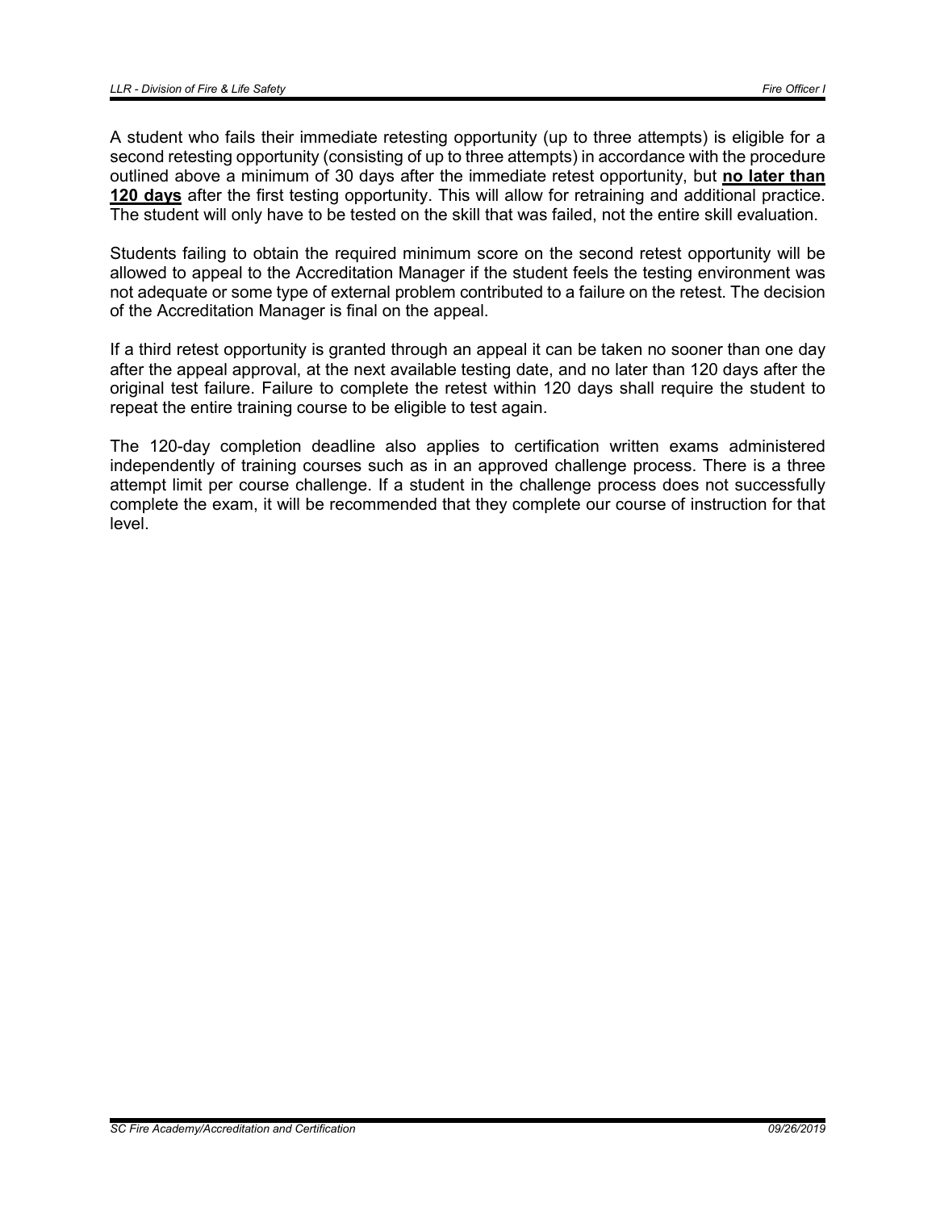A student who fails their immediate retesting opportunity (up to three attempts) is eligible for a second retesting opportunity (consisting of up to three attempts) in accordance with the procedure outlined above a minimum of 30 days after the immediate retest opportunity, but **no later than 120 days** after the first testing opportunity. This will allow for retraining and additional practice. The student will only have to be tested on the skill that was failed, not the entire skill evaluation.

Students failing to obtain the required minimum score on the second retest opportunity will be allowed to appeal to the Accreditation Manager if the student feels the testing environment was not adequate or some type of external problem contributed to a failure on the retest. The decision of the Accreditation Manager is final on the appeal.

If a third retest opportunity is granted through an appeal it can be taken no sooner than one day after the appeal approval, at the next available testing date, and no later than 120 days after the original test failure. Failure to complete the retest within 120 days shall require the student to repeat the entire training course to be eligible to test again.

The 120-day completion deadline also applies to certification written exams administered independently of training courses such as in an approved challenge process. There is a three attempt limit per course challenge. If a student in the challenge process does not successfully complete the exam, it will be recommended that they complete our course of instruction for that level.